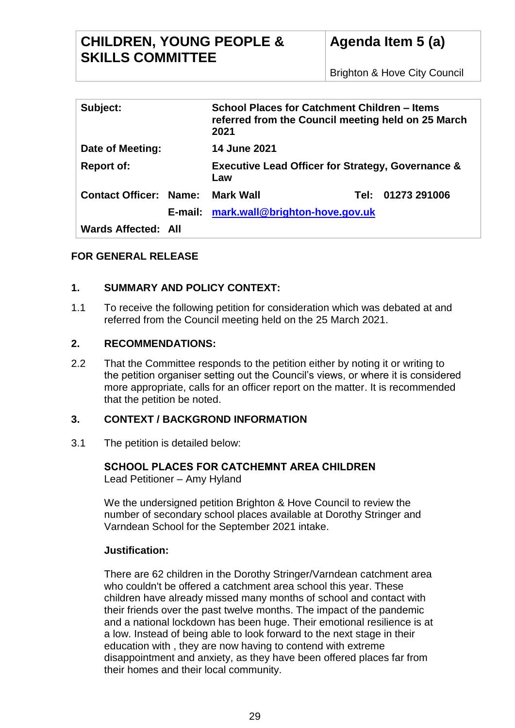| **CHILDREN, YOUNG PEOPLE & SKILLS COMMITTEE** | **Agenda Item 5 (a)** |
| --- | --- |
| | Brighton & Hove City Council |

| | | | | |
| --- | --- | --- | --- | --- |
| **Subject:** | | **School Places for Catchment Children – Items referred from the Council meeting held on 25 March 2021** | | |
| **Date of Meeting:** | | **14 June 2021** | | |
| **Report of:** | | **Executive Lead Officer for Strategy, Governance & Law** | | |
| **Contact Officer:** | **Name:** | **Mark Wall** | **Tel:** | **01273 291006** |
| | **E-mail:** | **mark.wall@brighton-hove.gov.uk** | | |
| **Wards Affected:** | **All** | | | |

**FOR GENERAL RELEASE**

## 1. SUMMARY AND POLICY CONTEXT:

1.1 To receive the following petition for consideration which was debated at and referred from the Council meeting held on the 25 March 2021.

## 2. RECOMMENDATIONS:

2.2 That the Committee responds to the petition either by noting it or writing to the petition organiser setting out the Council's views, or where it is considered more appropriate, calls for an officer report on the matter. It is recommended that the petition be noted.

## 3. CONTEXT / BACKGROND INFORMATION

3.1 The petition is detailed below:

**SCHOOL PLACES FOR CATCHEMNT AREA CHILDREN**
Lead Petitioner – Amy Hyland

We the undersigned petition Brighton & Hove Council to review the number of secondary school places available at Dorothy Stringer and Varndean School for the September 2021 intake.

**Justification:**

There are 62 children in the Dorothy Stringer/Varndean catchment area who couldn't be offered a catchment area school this year. These children have already missed many months of school and contact with their friends over the past twelve months. The impact of the pandemic and a national lockdown has been huge. Their emotional resilience is at a low. Instead of being able to look forward to the next stage in their education with , they are now having to contend with extreme disappointment and anxiety, as they have been offered places far from their homes and their local community.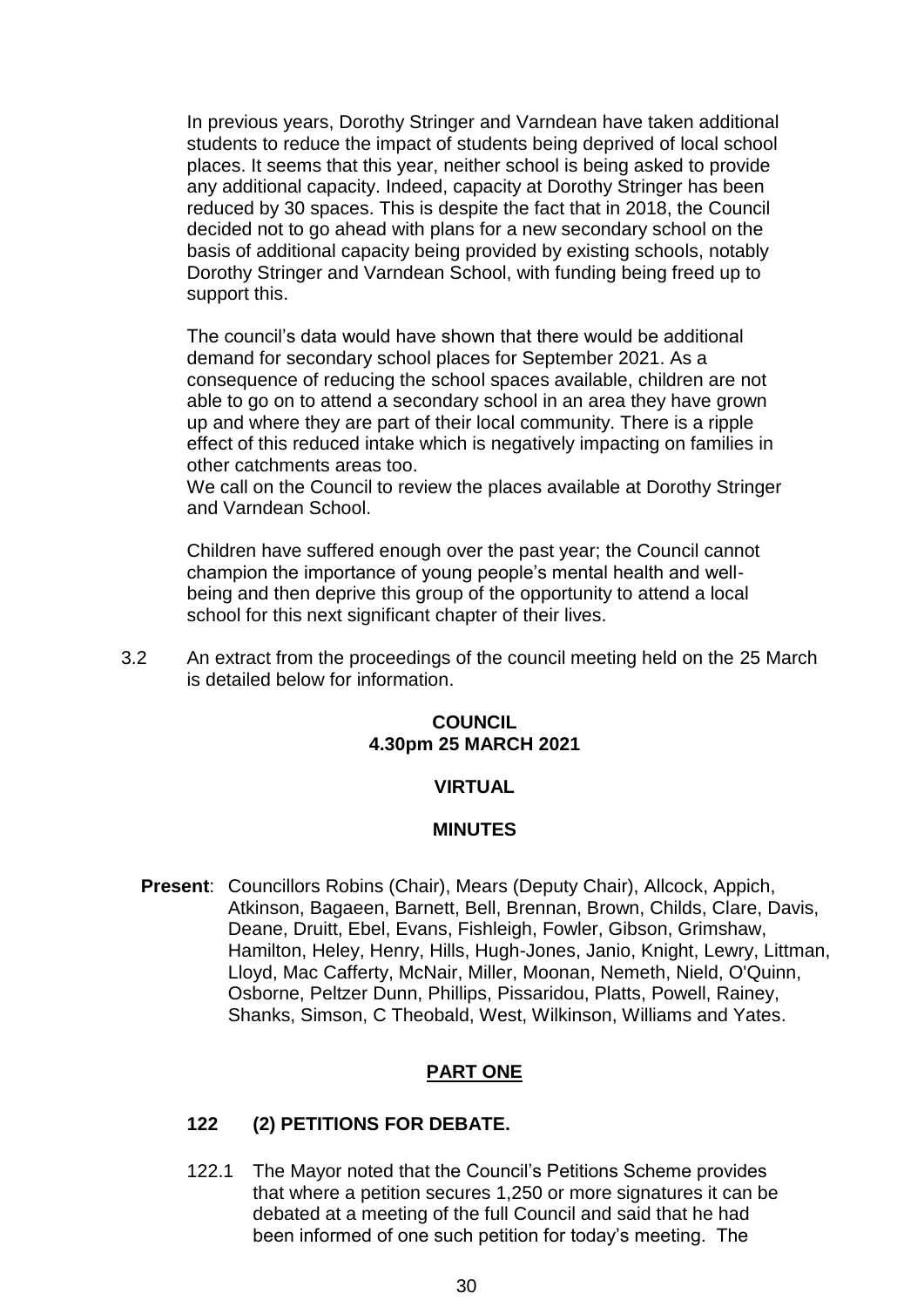In previous years, Dorothy Stringer and Varndean have taken additional students to reduce the impact of students being deprived of local school places. It seems that this year, neither school is being asked to provide any additional capacity. Indeed, capacity at Dorothy Stringer has been reduced by 30 spaces. This is despite the fact that in 2018, the Council decided not to go ahead with plans for a new secondary school on the basis of additional capacity being provided by existing schools, notably Dorothy Stringer and Varndean School, with funding being freed up to support this.

The council's data would have shown that there would be additional demand for secondary school places for September 2021. As a consequence of reducing the school spaces available, children are not able to go on to attend a secondary school in an area they have grown up and where they are part of their local community. There is a ripple effect of this reduced intake which is negatively impacting on families in other catchments areas too.
We call on the Council to review the places available at Dorothy Stringer and Varndean School.

Children have suffered enough over the past year; the Council cannot champion the importance of young people's mental health and well-being and then deprive this group of the opportunity to attend a local school for this next significant chapter of their lives.

3.2 An extract from the proceedings of the council meeting held on the 25 March is detailed below for information.

**COUNCIL**
**4.30pm 25 MARCH 2021**

**VIRTUAL**

**MINUTES**

**Present**: Councillors Robins (Chair), Mears (Deputy Chair), Allcock, Appich, Atkinson, Bagaeen, Barnett, Bell, Brennan, Brown, Childs, Clare, Davis, Deane, Druitt, Ebel, Evans, Fishleigh, Fowler, Gibson, Grimshaw, Hamilton, Heley, Henry, Hills, Hugh-Jones, Janio, Knight, Lewry, Littman, Lloyd, Mac Cafferty, McNair, Miller, Moonan, Nemeth, Nield, O'Quinn, Osborne, Peltzer Dunn, Phillips, Pissaridou, Platts, Powell, Rainey, Shanks, Simson, C Theobald, West, Wilkinson, Williams and Yates.

**PART ONE**

**122 (2) PETITIONS FOR DEBATE.**

122.1 The Mayor noted that the Council's Petitions Scheme provides that where a petition secures 1,250 or more signatures it can be debated at a meeting of the full Council and said that he had been informed of one such petition for today's meeting. The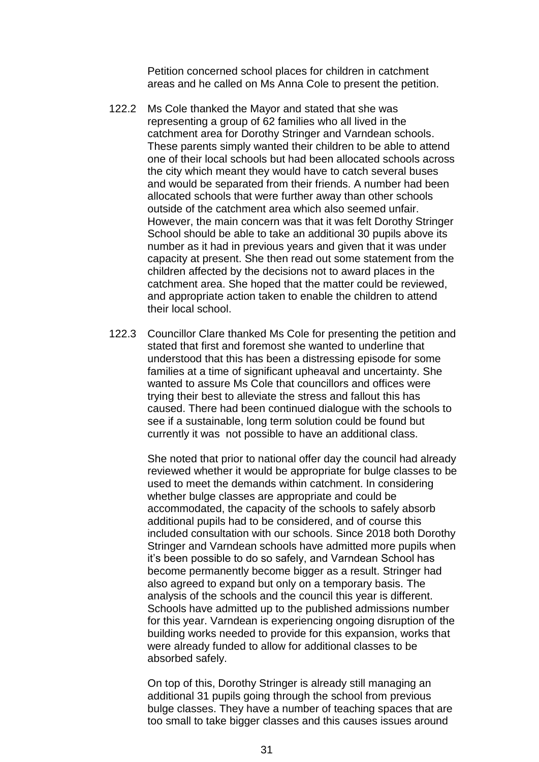Petition concerned school places for children in catchment areas and he called on Ms Anna Cole to present the petition.

122.2 Ms Cole thanked the Mayor and stated that she was representing a group of 62 families who all lived in the catchment area for Dorothy Stringer and Varndean schools. These parents simply wanted their children to be able to attend one of their local schools but had been allocated schools across the city which meant they would have to catch several buses and would be separated from their friends. A number had been allocated schools that were further away than other schools outside of the catchment area which also seemed unfair. However, the main concern was that it was felt Dorothy Stringer School should be able to take an additional 30 pupils above its number as it had in previous years and given that it was under capacity at present. She then read out some statement from the children affected by the decisions not to award places in the catchment area. She hoped that the matter could be reviewed, and appropriate action taken to enable the children to attend their local school.

122.3 Councillor Clare thanked Ms Cole for presenting the petition and stated that first and foremost she wanted to underline that understood that this has been a distressing episode for some families at a time of significant upheaval and uncertainty. She wanted to assure Ms Cole that councillors and offices were trying their best to alleviate the stress and fallout this has caused. There had been continued dialogue with the schools to see if a sustainable, long term solution could be found but currently it was not possible to have an additional class.

She noted that prior to national offer day the council had already reviewed whether it would be appropriate for bulge classes to be used to meet the demands within catchment. In considering whether bulge classes are appropriate and could be accommodated, the capacity of the schools to safely absorb additional pupils had to be considered, and of course this included consultation with our schools. Since 2018 both Dorothy Stringer and Varndean schools have admitted more pupils when it's been possible to do so safely, and Varndean School has become permanently become bigger as a result. Stringer had also agreed to expand but only on a temporary basis. The analysis of the schools and the council this year is different. Schools have admitted up to the published admissions number for this year. Varndean is experiencing ongoing disruption of the building works needed to provide for this expansion, works that were already funded to allow for additional classes to be absorbed safely.

On top of this, Dorothy Stringer is already still managing an additional 31 pupils going through the school from previous bulge classes. They have a number of teaching spaces that are too small to take bigger classes and this causes issues around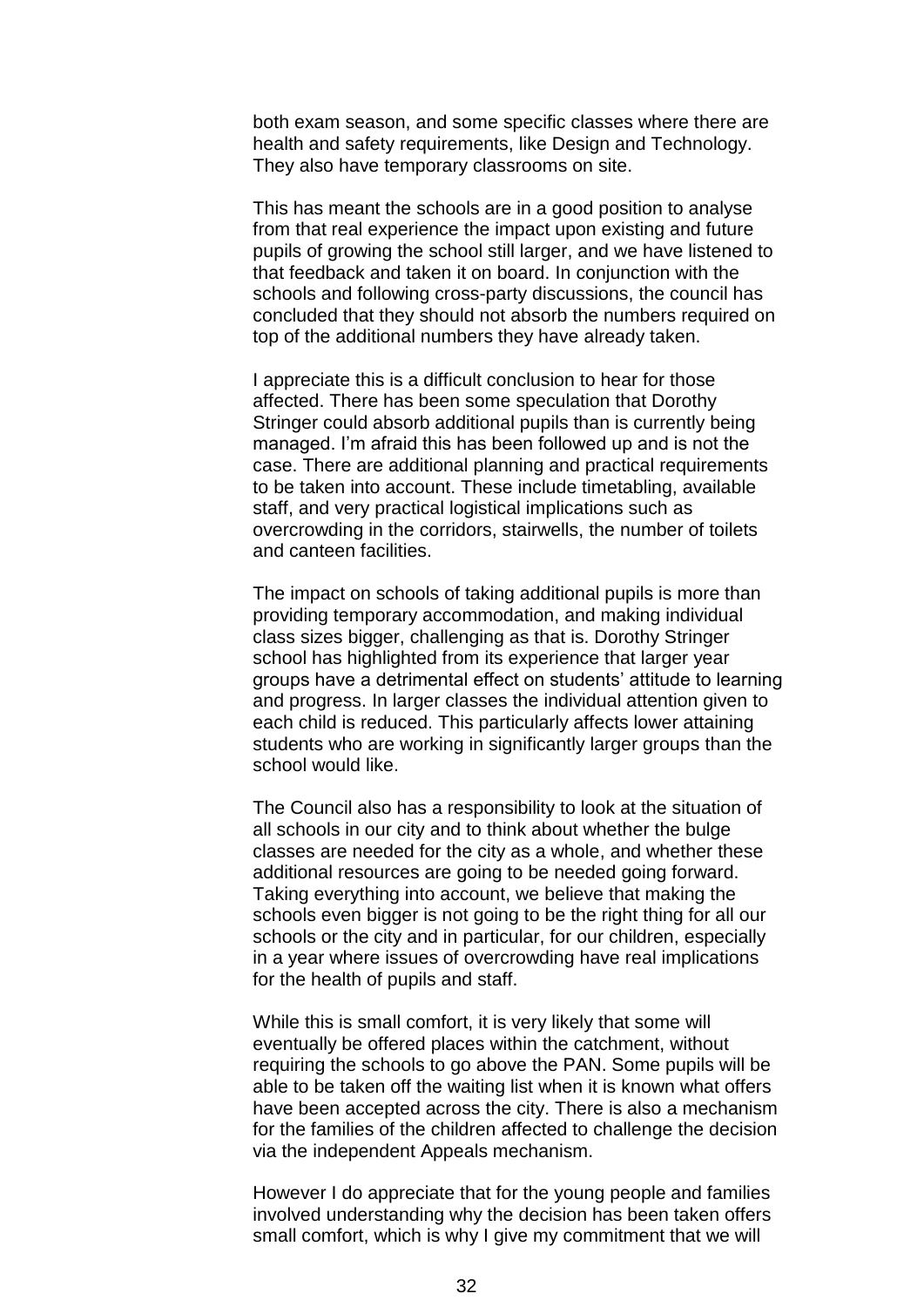both exam season, and some specific classes where there are health and safety requirements, like Design and Technology. They also have temporary classrooms on site.

This has meant the schools are in a good position to analyse from that real experience the impact upon existing and future pupils of growing the school still larger, and we have listened to that feedback and taken it on board. In conjunction with the schools and following cross-party discussions, the council has concluded that they should not absorb the numbers required on top of the additional numbers they have already taken.

I appreciate this is a difficult conclusion to hear for those affected. There has been some speculation that Dorothy Stringer could absorb additional pupils than is currently being managed. I'm afraid this has been followed up and is not the case. There are additional planning and practical requirements to be taken into account. These include timetabling, available staff, and very practical logistical implications such as overcrowding in the corridors, stairwells, the number of toilets and canteen facilities.

The impact on schools of taking additional pupils is more than providing temporary accommodation, and making individual class sizes bigger, challenging as that is. Dorothy Stringer school has highlighted from its experience that larger year groups have a detrimental effect on students' attitude to learning and progress. In larger classes the individual attention given to each child is reduced. This particularly affects lower attaining students who are working in significantly larger groups than the school would like.

The Council also has a responsibility to look at the situation of all schools in our city and to think about whether the bulge classes are needed for the city as a whole, and whether these additional resources are going to be needed going forward. Taking everything into account, we believe that making the schools even bigger is not going to be the right thing for all our schools or the city and in particular, for our children, especially in a year where issues of overcrowding have real implications for the health of pupils and staff.

While this is small comfort, it is very likely that some will eventually be offered places within the catchment, without requiring the schools to go above the PAN. Some pupils will be able to be taken off the waiting list when it is known what offers have been accepted across the city. There is also a mechanism for the families of the children affected to challenge the decision via the independent Appeals mechanism.

However I do appreciate that for the young people and families involved understanding why the decision has been taken offers small comfort, which is why I give my commitment that we will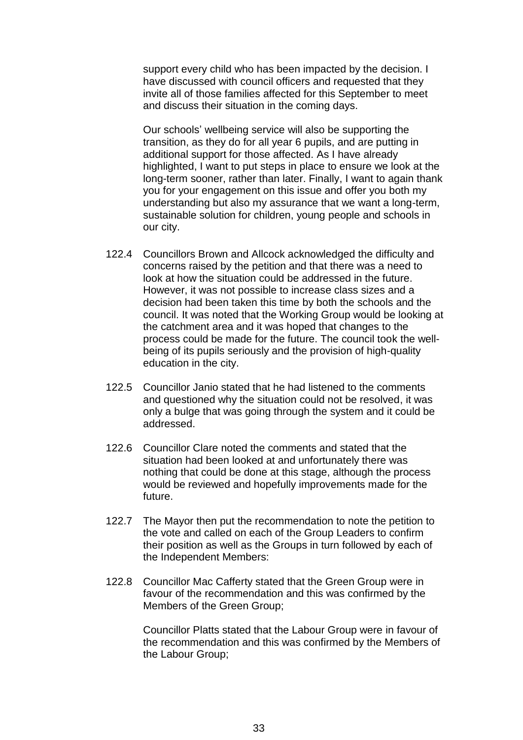support every child who has been impacted by the decision. I have discussed with council officers and requested that they invite all of those families affected for this September to meet and discuss their situation in the coming days.

Our schools' wellbeing service will also be supporting the transition, as they do for all year 6 pupils, and are putting in additional support for those affected. As I have already highlighted, I want to put steps in place to ensure we look at the long-term sooner, rather than later. Finally, I want to again thank you for your engagement on this issue and offer you both my understanding but also my assurance that we want a long-term, sustainable solution for children, young people and schools in our city.

122.4 Councillors Brown and Allcock acknowledged the difficulty and concerns raised by the petition and that there was a need to look at how the situation could be addressed in the future. However, it was not possible to increase class sizes and a decision had been taken this time by both the schools and the council. It was noted that the Working Group would be looking at the catchment area and it was hoped that changes to the process could be made for the future. The council took the well-being of its pupils seriously and the provision of high-quality education in the city.

122.5 Councillor Janio stated that he had listened to the comments and questioned why the situation could not be resolved, it was only a bulge that was going through the system and it could be addressed.

122.6 Councillor Clare noted the comments and stated that the situation had been looked at and unfortunately there was nothing that could be done at this stage, although the process would be reviewed and hopefully improvements made for the future.

122.7 The Mayor then put the recommendation to note the petition to the vote and called on each of the Group Leaders to confirm their position as well as the Groups in turn followed by each of the Independent Members:

122.8 Councillor Mac Cafferty stated that the Green Group were in favour of the recommendation and this was confirmed by the Members of the Green Group;

Councillor Platts stated that the Labour Group were in favour of the recommendation and this was confirmed by the Members of the Labour Group;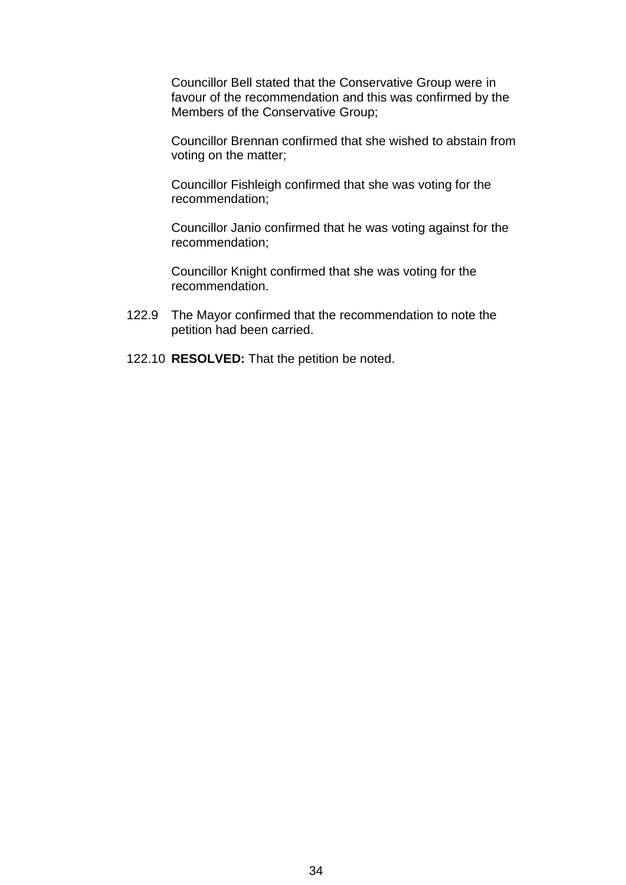Councillor Bell stated that the Conservative Group were in favour of the recommendation and this was confirmed by the Members of the Conservative Group;

Councillor Brennan confirmed that she wished to abstain from voting on the matter;

Councillor Fishleigh confirmed that she was voting for the recommendation;

Councillor Janio confirmed that he was voting against for the recommendation;

Councillor Knight confirmed that she was voting for the recommendation.

122.9 The Mayor confirmed that the recommendation to note the petition had been carried.

122.10 **RESOLVED:** That the petition be noted.